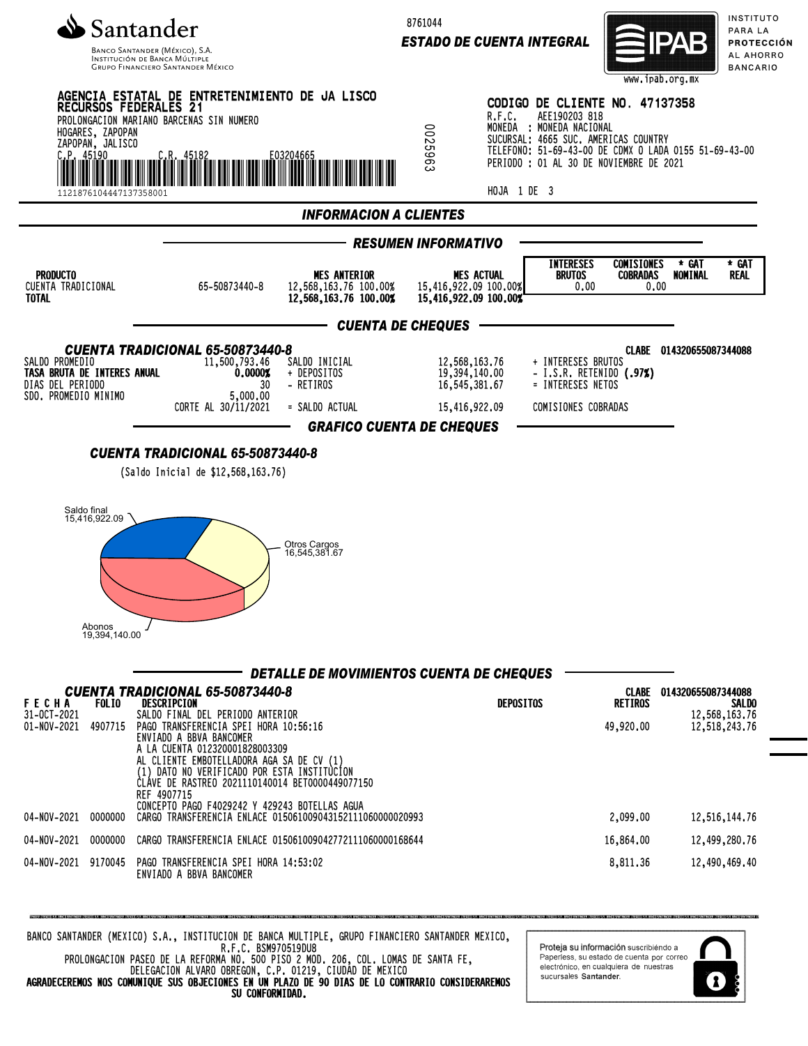**Santander**
BANCO SANTANDER (MÉXICO), S.A.
INSTITUCIÓN DE BANCA MÚLTIPLE
GRUPO FINANCIERO SANTANDER MÉXICO

8761044
**ESTADO DE CUENTA INTEGRAL**

IPAB — INSTITUTO PARA LA PROTECCIÓN AL AHORRO BANCARIO
www.ipab.org.mx

**AGENCIA ESTATAL DE ENTRETENIMIENTO DE JA LISCO**
**RECURSOS FEDERALES 21**
PROLONGACION MARIANO BARCENAS SIN NUMERO
HOGARES, ZAPOPAN
ZAPOPAN, JALISCO
C.P. 45190 C.R. 45182 E03204665
1121876104447137358001

0025963

**CODIGO DE CLIENTE NO. 47137358**
R.F.C. AEE190203 818
MONEDA : MONEDA NACIONAL
SUCURSAL: 4665 SUC. AMERICAS COUNTRY
TELEFONO: 51-69-43-00 DE CDMX O LADA 0155 51-69-43-00
PERIODO : 01 AL 30 DE NOVIEMBRE DE 2021

## INFORMACION A CLIENTES

### RESUMEN INFORMATIVO

| PRODUCTO | | MES ANTERIOR | MES ACTUAL | INTERESES BRUTOS | COMISIONES COBRADAS | * GAT NOMINAL | * GAT REAL |
|---|---|---|---|---|---|---|---|
| CUENTA TRADICIONAL | 65-50873440-8 | 12,568,163.76 100.00% | 15,416,922.09 100.00% | 0.00 | 0.00 | | |
| **TOTAL** | | **12,568,163.76 100.00%** | **15,416,922.09 100.00%** | | | | |

### CUENTA DE CHEQUES

**CUENTA TRADICIONAL 65-50873440-8** CLABE 014320655087344088

| | | | | |
|---|---|---|---|---|
| SALDO PROMEDIO | 11,500,793.46 | SALDO INICIAL | 12,568,163.76 | + INTERESES BRUTOS |
| **TASA BRUTA DE INTERES ANUAL** | **0.0000%** | + DEPOSITOS | 19,394,140.00 | - I.S.R. RETENIDO **(.97%)** |
| DIAS DEL PERIODO | 30 | - RETIROS | 16,545,381.67 | = INTERESES NETOS |
| SDO. PROMEDIO MINIMO | 5,000.00 | | | |
| | CORTE AL 30/11/2021 | = SALDO ACTUAL | 15,416,922.09 | COMISIONES COBRADAS |

### GRAFICO CUENTA DE CHEQUES

**CUENTA TRADICIONAL 65-50873440-8**
(Saldo Inicial de $12,568,163.76)

Saldo final 15,416,922.09
Otros Cargos 16,545,381.67
Abonos 19,394,140.00

### DETALLE DE MOVIMIENTOS CUENTA DE CHEQUES

**CUENTA TRADICIONAL 65-50873440-8** CLABE 014320655087344088

| FECHA | FOLIO | DESCRIPCION | DEPOSITOS | RETIROS | SALDO |
|---|---|---|---|---|---|
| 31-OCT-2021 | | SALDO FINAL DEL PERIODO ANTERIOR | | | 12,568,163.76 |
| 01-NOV-2021 | 4907715 | PAGO TRANSFERENCIA SPEI HORA 10:56:16<br>ENVIADO A BBVA BANCOMER<br>A LA CUENTA 012320001828003309<br>AL CLIENTE EMBOTELLADORA AGA SA DE CV (1)<br>(1) DATO NO VERIFICADO POR ESTA INSTITUCION<br>CLAVE DE RASTREO 2021110140014 BET0000449077150<br>REF 4907715<br>CONCEPTO PAGO F4029242 Y 429243 BOTELLAS AGUA | | 49,920.00 | 12,518,243.76 |
| 04-NOV-2021 | 0000000 | CARGO TRANSFERENCIA ENLACE 015061009043152111060000020993 | | 2,099.00 | 12,516,144.76 |
| 04-NOV-2021 | 0000000 | CARGO TRANSFERENCIA ENLACE 015061009042772111060000168644 | | 16,864.00 | 12,499,280.76 |
| 04-NOV-2021 | 9170045 | PAGO TRANSFERENCIA SPEI HORA 14:53:02<br>ENVIADO A BBVA BANCOMER | | 8,811.36 | 12,490,469.40 |

BANCO SANTANDER (MEXICO) S.A., INSTITUCION DE BANCA MULTIPLE, GRUPO FINANCIERO SANTANDER MEXICO,
R.F.C. BSM970519DU8
PROLONGACION PASEO DE LA REFORMA NO. 500 PISO 2 MOD. 206, COL. LOMAS DE SANTA FE,
DELEGACION ALVARO OBREGON, C.P. 01219, CIUDAD DE MEXICO
**AGRADECEREMOS NOS COMUNIQUE SUS OBJECIONES EN UN PLAZO DE 90 DIAS DE LO CONTRARIO CONSIDERAREMOS SU CONFORMIDAD.**

Proteja su información suscribiéndo a Paperless, su estado de cuenta por correo electrónico, en cualquiera de nuestras sucursales Santander.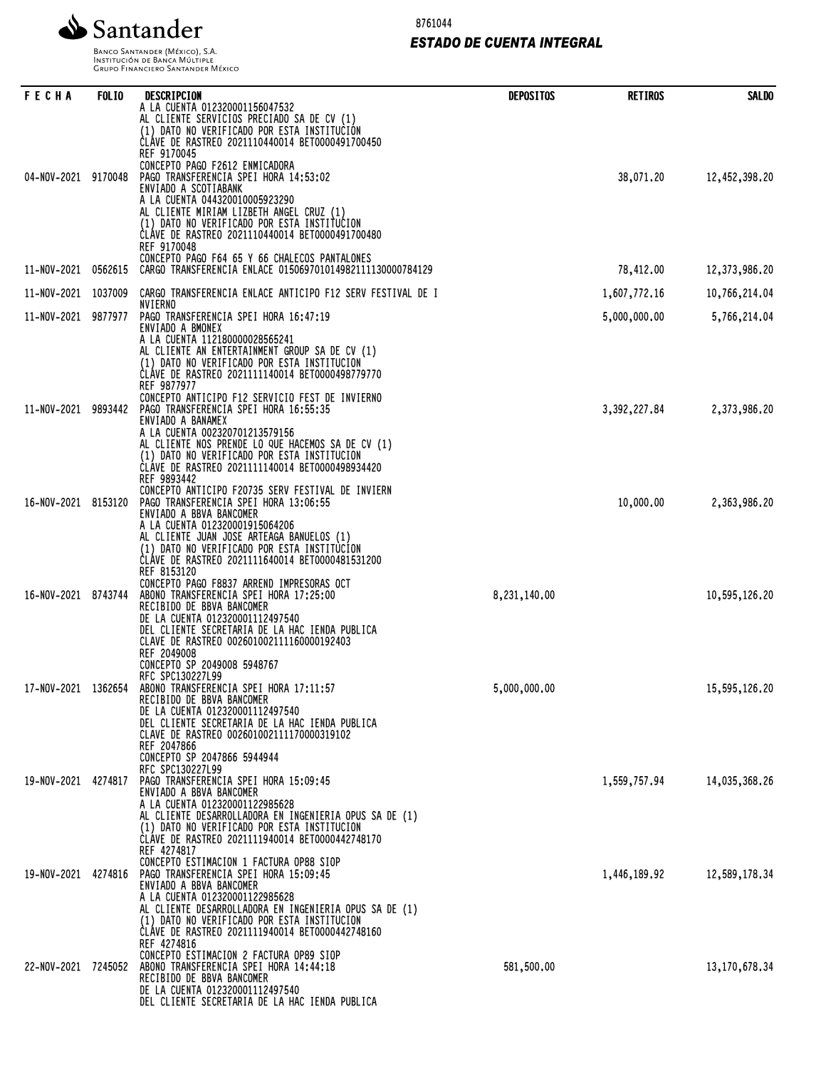8761044

## ESTADO DE CUENTA INTEGRAL

| FECHA | FOLIO | DESCRIPCION | DEPOSITOS | RETIROS | SALDO |
|---|---|---|---|---|---|
| | | A LA CUENTA 012320001156047532<br>AL CLIENTE SERVICIOS PRECIADO SA DE CV (1)<br>(1) DATO NO VERIFICADO POR ESTA INSTITUCION<br>CLAVE DE RASTREO 2021110440014 BET0000491700450<br>REF 9170045<br>CONCEPTO PAGO F2612 ENMICADORA | | | |
| 04-NOV-2021 | 9170048 | PAGO TRANSFERENCIA SPEI HORA 14:53:02<br>ENVIADO A SCOTIABANK<br>A LA CUENTA 044320010005923290<br>AL CLIENTE MIRIAM LIZBETH ANGEL CRUZ (1)<br>(1) DATO NO VERIFICADO POR ESTA INSTITUCION<br>CLAVE DE RASTREO 2021110440014 BET0000491700480<br>REF 9170048<br>CONCEPTO PAGO F64 65 Y 66 CHALECOS PANTALONES | | 38,071.20 | 12,452,398.20 |
| 11-NOV-2021 | 0562615 | CARGO TRANSFERENCIA ENLACE 015069701014982111130000784129 | | 78,412.00 | 12,373,986.20 |
| 11-NOV-2021 | 1037009 | CARGO TRANSFERENCIA ENLACE ANTICIPO F12 SERV FESTIVAL DE I NVIERNO | | 1,607,772.16 | 10,766,214.04 |
| 11-NOV-2021 | 9877977 | PAGO TRANSFERENCIA SPEI HORA 16:47:19<br>ENVIADO A BMONEX<br>A LA CUENTA 112180000028565241<br>AL CLIENTE AN ENTERTAINMENT GROUP SA DE CV (1)<br>(1) DATO NO VERIFICADO POR ESTA INSTITUCION<br>CLAVE DE RASTREO 2021111140014 BET0000498779770<br>REF 9877977<br>CONCEPTO ANTICIPO F12 SERVICIO FEST DE INVIERNO | | 5,000,000.00 | 5,766,214.04 |
| 11-NOV-2021 | 9893442 | PAGO TRANSFERENCIA SPEI HORA 16:55:35<br>ENVIADO A BANAMEX<br>A LA CUENTA 002320701213579156<br>AL CLIENTE NOS PRENDE LO QUE HACEMOS SA DE CV (1)<br>(1) DATO NO VERIFICADO POR ESTA INSTITUCION<br>CLAVE DE RASTREO 2021111140014 BET0000498934420<br>REF 9893442<br>CONCEPTO ANTICIPO F20735 SERV FESTIVAL DE INVIERN | | 3,392,227.84 | 2,373,986.20 |
| 16-NOV-2021 | 8153120 | PAGO TRANSFERENCIA SPEI HORA 13:06:55<br>ENVIADO A BBVA BANCOMER<br>A LA CUENTA 012320001915064206<br>AL CLIENTE JUAN JOSE ARTEAGA BANUELOS (1)<br>(1) DATO NO VERIFICADO POR ESTA INSTITUCION<br>CLAVE DE RASTREO 2021111640014 BET0000481531200<br>REF 8153120<br>CONCEPTO PAGO F8837 ARREND IMPRESORAS OCT | | 10,000.00 | 2,363,986.20 |
| 16-NOV-2021 | 8743744 | ABONO TRANSFERENCIA SPEI HORA 17:25:00<br>RECIBIDO DE BBVA BANCOMER<br>DE LA CUENTA 012320001112497540<br>DEL CLIENTE SECRETARIA DE LA HAC IENDA PUBLICA<br>CLAVE DE RASTREO 002601002111160000192403<br>REF 2049008<br>CONCEPTO SP 2049008 5948767<br>RFC SPC130227L99 | 8,231,140.00 | | 10,595,126.20 |
| 17-NOV-2021 | 1362654 | ABONO TRANSFERENCIA SPEI HORA 17:11:57<br>RECIBIDO DE BBVA BANCOMER<br>DE LA CUENTA 012320001112497540<br>DEL CLIENTE SECRETARIA DE LA HAC IENDA PUBLICA<br>CLAVE DE RASTREO 002601002111170000319102<br>REF 2047866<br>CONCEPTO SP 2047866 5944944<br>RFC SPC130227L99 | 5,000,000.00 | | 15,595,126.20 |
| 19-NOV-2021 | 4274817 | PAGO TRANSFERENCIA SPEI HORA 15:09:45<br>ENVIADO A BBVA BANCOMER<br>A LA CUENTA 012320001122985628<br>AL CLIENTE DESARROLLADORA EN INGENIERIA OPUS SA DE (1)<br>(1) DATO NO VERIFICADO POR ESTA INSTITUCION<br>CLAVE DE RASTREO 2021111940014 BET0000442748170<br>REF 4274817<br>CONCEPTO ESTIMACION 1 FACTURA OP88 SIOP | | 1,559,757.94 | 14,035,368.26 |
| 19-NOV-2021 | 4274816 | PAGO TRANSFERENCIA SPEI HORA 15:09:45<br>ENVIADO A BBVA BANCOMER<br>A LA CUENTA 012320001122985628<br>AL CLIENTE DESARROLLADORA EN INGENIERIA OPUS SA DE (1)<br>(1) DATO NO VERIFICADO POR ESTA INSTITUCION<br>CLAVE DE RASTREO 2021111940014 BET0000442748160<br>REF 4274816<br>CONCEPTO ESTIMACION 2 FACTURA OP89 SIOP | | 1,446,189.92 | 12,589,178.34 |
| 22-NOV-2021 | 7245052 | ABONO TRANSFERENCIA SPEI HORA 14:44:18<br>RECIBIDO DE BBVA BANCOMER<br>DE LA CUENTA 012320001112497540<br>DEL CLIENTE SECRETARIA DE LA HAC IENDA PUBLICA | 581,500.00 | | 13,170,678.34 |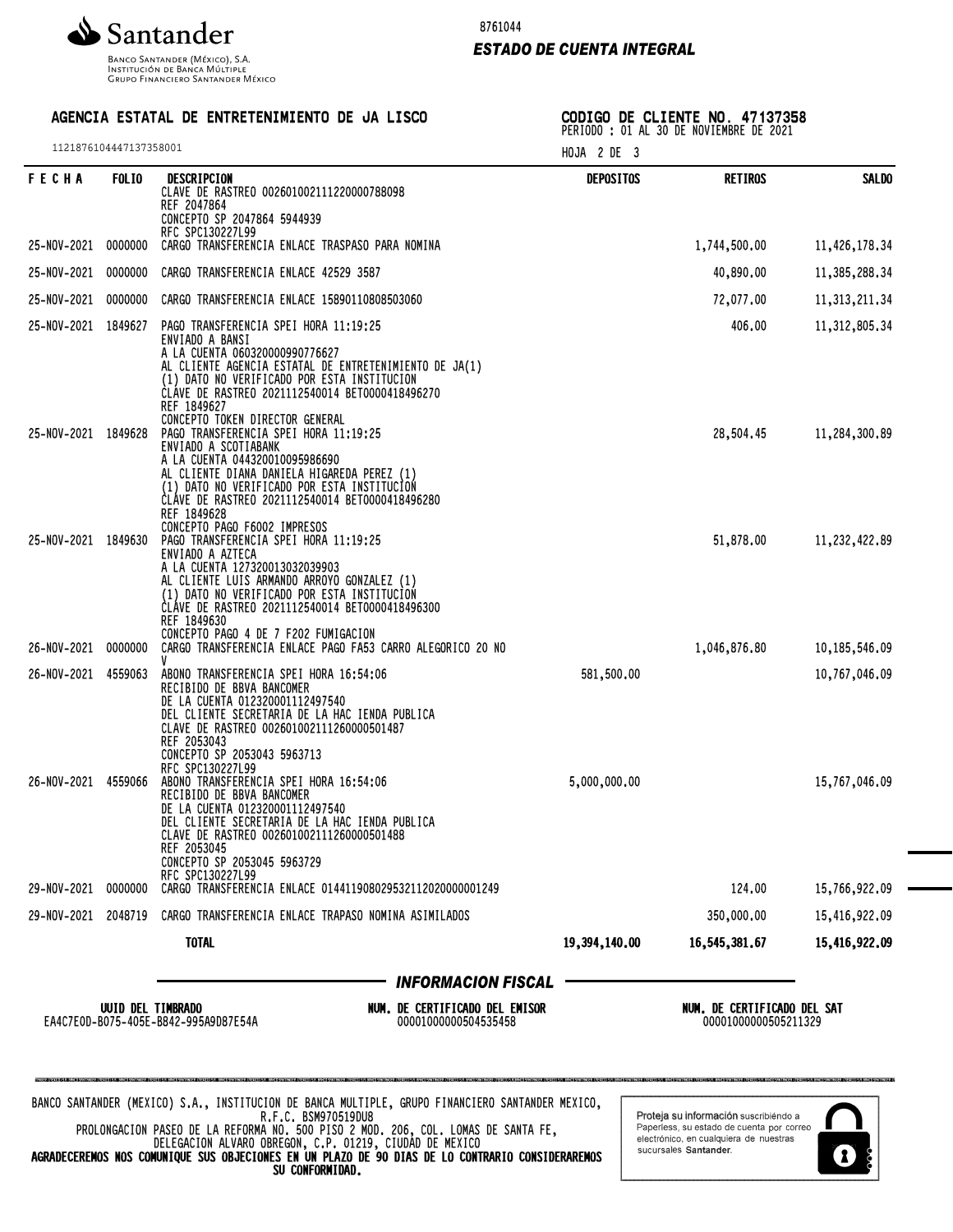Santander

Banco Santander (México), S.A.
Institución de Banca Múltiple
Grupo Financiero Santander México

8761044

**ESTADO DE CUENTA INTEGRAL**

**AGENCIA ESTATAL DE ENTRETENIMIENTO DE JA LISCO**

11218761044471373580​01

**CODIGO DE CLIENTE NO. 47137358**
PERIODO : 01 AL 30 DE NOVIEMBRE DE 2021

HOJA 2 DE 3

| FECHA | FOLIO | DESCRIPCION | DEPOSITOS | RETIROS | SALDO |
|---|---|---|---|---|---|
| | | CLAVE DE RASTREO 00260100211122000078809​8<br>REF 2047864<br>CONCEPTO SP 2047864 5944939<br>RFC SPC130227L99 | | | |
| 25-NOV-2021 | 0000000 | CARGO TRANSFERENCIA ENLACE TRASPASO PARA NOMINA | | 1,744,500.00 | 11,426,178.34 |
| 25-NOV-2021 | 0000000 | CARGO TRANSFERENCIA ENLACE 42529 3587 | | 40,890.00 | 11,385,288.34 |
| 25-NOV-2021 | 0000000 | CARGO TRANSFERENCIA ENLACE 15890110808503060 | | 72,077.00 | 11,313,211.34 |
| 25-NOV-2021 | 1849627 | PAGO TRANSFERENCIA SPEI HORA 11:19:25<br>ENVIADO A BANSI<br>A LA CUENTA 060320000990776627<br>AL CLIENTE AGENCIA ESTATAL DE ENTRETENIMIENTO DE JA(1)<br>(1) DATO NO VERIFICADO POR ESTA INSTITUCION<br>CLAVE DE RASTREO 2021112540014 BET0000418496270<br>REF 1849627<br>CONCEPTO TOKEN DIRECTOR GENERAL | | 406.00 | 11,312,805.34 |
| 25-NOV-2021 | 1849628 | PAGO TRANSFERENCIA SPEI HORA 11:19:25<br>ENVIADO A SCOTIABANK<br>A LA CUENTA 044320010095986690<br>AL CLIENTE DIANA DANIELA HIGAREDA PEREZ (1)<br>(1) DATO NO VERIFICADO POR ESTA INSTITUCION<br>CLAVE DE RASTREO 2021112540014 BET0000418496280<br>REF 1849628<br>CONCEPTO PAGO F6002 IMPRESOS | | 28,504.45 | 11,284,300.89 |
| 25-NOV-2021 | 1849630 | PAGO TRANSFERENCIA SPEI HORA 11:19:25<br>ENVIADO A AZTECA<br>A LA CUENTA 127320013032039903<br>AL CLIENTE LUIS ARMANDO ARROYO GONZALEZ (1)<br>(1) DATO NO VERIFICADO POR ESTA INSTITUCION<br>CLAVE DE RASTREO 2021112540014 BET0000418496300<br>REF 1849630<br>CONCEPTO PAGO 4 DE 7 F202 FUMIGACION | | 51,878.00 | 11,232,422.89 |
| 26-NOV-2021 | 0000000 | CARGO TRANSFERENCIA ENLACE PAGO FA53 CARRO ALEGORICO 20 NO V | | 1,046,876.80 | 10,185,546.09 |
| 26-NOV-2021 | 4559063 | ABONO TRANSFERENCIA SPEI HORA 16:54:06<br>RECIBIDO DE BBVA BANCOMER<br>DE LA CUENTA 012320001112497540<br>DEL CLIENTE SECRETARIA DE LA HAC IENDA PUBLICA<br>CLAVE DE RASTREO 002601002111260000501487<br>REF 2053043<br>CONCEPTO SP 2053043 5963713<br>RFC SPC130227L99 | 581,500.00 | | 10,767,046.09 |
| 26-NOV-2021 | 4559066 | ABONO TRANSFERENCIA SPEI HORA 16:54:06<br>RECIBIDO DE BBVA BANCOMER<br>DE LA CUENTA 012320001112497540<br>DEL CLIENTE SECRETARIA DE LA HAC IENDA PUBLICA<br>CLAVE DE RASTREO 002601002111260000501488<br>REF 2053045<br>CONCEPTO SP 2053045 5963729<br>RFC SPC130227L99 | 5,000,000.00 | | 15,767,046.09 |
| 29-NOV-2021 | 0000000 | CARGO TRANSFERENCIA ENLACE 014411908029532112020000001249 | | 124.00 | 15,766,922.09 |
| 29-NOV-2021 | 2048719 | CARGO TRANSFERENCIA ENLACE TRAPASO NOMINA ASIMILADOS | | 350,000.00 | 15,416,922.09 |
| | | **TOTAL** | **19,394,140.00** | **16,545,381.67** | **15,416,922.09** |

## INFORMACION FISCAL

| UUID DEL TIMBRADO | NUM. DE CERTIFICADO DEL EMISOR | NUM. DE CERTIFICADO DEL SAT |
|---|---|---|
| EA4C7E0D-B075-405E-B842-995A9D87E54A | 00001000000504535458 | 00001000000505211329 |

BANCO SANTANDER (MEXICO) S.A., INSTITUCION DE BANCA MULTIPLE, GRUPO FINANCIERO SANTANDER MEXICO,
R.F.C. BSM970519DU8
PROLONGACION PASEO DE LA REFORMA NO. 500 PISO 2 MOD. 206, COL. LOMAS DE SANTA FE,
DELEGACION ALVARO OBREGON, C.P. 01219, CIUDAD DE MEXICO
**AGRADECEREMOS NOS COMUNIQUE SUS OBJECIONES EN UN PLAZO DE 90 DIAS DE LO CONTRARIO CONSIDERAREMOS SU CONFORMIDAD.**

Proteja su información suscribiéndo a Paperless, su estado de cuenta por correo electrónico, en cualquiera de nuestras sucursales Santander.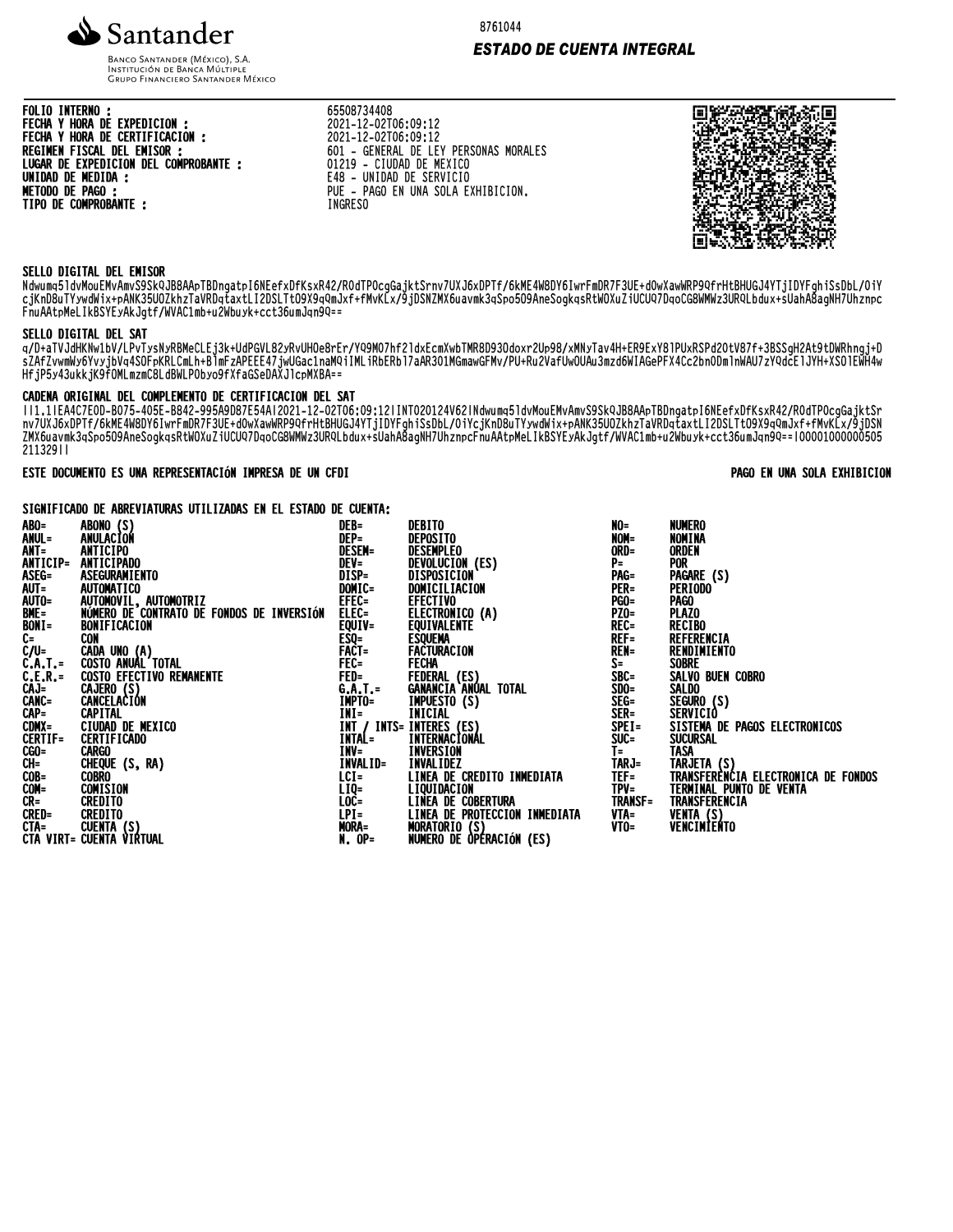Santander

Banco Santander (México), S.A.
Institución de Banca Múltiple
Grupo Financiero Santander México

8761044

**ESTADO DE CUENTA INTEGRAL**

| | |
|---|---|
| **FOLIO INTERNO :** | 65508734408 |
| **FECHA Y HORA DE EXPEDICION :** | 2021-12-02T06:09:12 |
| **FECHA Y HORA DE CERTIFICACION :** | 2021-12-02T06:09:12 |
| **REGIMEN FISCAL DEL EMISOR :** | 601 - GENERAL DE LEY PERSONAS MORALES |
| **LUGAR DE EXPEDICION DEL COMPROBANTE :** | 01219 - CIUDAD DE MEXICO |
| **UNIDAD DE MEDIDA :** | E48 - UNIDAD DE SERVICIO |
| **METODO DE PAGO :** | PUE - PAGO EN UNA SOLA EXHIBICION. |
| **TIPO DE COMPROBANTE :** | INGRESO |

**SELLO DIGITAL DEL EMISOR**

Ndwumq5ldvMouEMvAmvS9SkQJB8AApTBDngatpI6NEefxDfKsxR42/ROdTPOcgGajktSrnv7UXJ6xDPTf/6kME4W8DY6IwrFmDR7F3UE+dOwXawWRP9QfrHtBHUGJ4YTjIDYFghiSsDbL/OiYcjKnD8uTYywdWix+pANK35UOZkhzTaVRDqtaxtLI2DSLTtO9X9qQmJxf+fMvKLx/9jDSNZMX6uavmk3qSpo5O9AneSogkqsRtWOXuZiUCUQ7DqoCG8WMWz3URQLbdux+sUahA8agNH7UhznpcFnuAAtpMeLIkBSYEyAkJgtf/WVAC1mb+u2Wbuyk+cct36umJqn9Q==

**SELLO DIGITAL DEL SAT**

q/D+aTVJdHKNw1bV/LPvTysNyRBMeCLEj3k+UdPGVL82yRvUHOe8rEr/YQ9MO7hf2ldxEcmXwbTMR8D93Odoxr2Up98/xMNyTav4H+ER9ExY8lPUxRSPd2OtV87f+3BSSgH2At9tDWRhngj+DsZAfZvwmWy6YvyjbVq4SOFpKRLCmLh+BlmFzAPEEE47jwUGac1naMQiIMLiRbERbl7aAR301MGmawGFMv/PU+Ru2VafUwOUAu3mzd6WIAGePFX4Cc2bnODmlnWAU7zYQdcElJYH+XSOlEWH4wHfjP5y43ukkjK9fOMLmzmC8LdBWLPObyo9fXfaGSeDAXJlcpMXBA==

**CADENA ORIGINAL DEL COMPLEMENTO DE CERTIFICACION DEL SAT**

||1.1|EA4C7E0D-B075-405E-B842-995A9D87E54A|2021-12-02T06:09:12|INT020124V62|Ndwumq5ldvMouEMvAmvS9SkQJB8AApTBDngatpI6NEefxDfKsxR42/ROdTPOcgGajktSrnv7UXJ6xDPTf/6kME4W8DY6IwrFmDR7F3UE+dOwXawWRP9QfrHtBHUGJ4YTjIDYFghiSsDbL/OiYcjKnD8uTYywdWix+pANK35UOZkhzTaVRDqtaxtLI2DSLTtO9X9qQmJxf+fMvKLx/9jDSNZMX6uavmk3qSpo5O9AneSogkqsRtWOXuZiUCUQ7DqoCG8WMWz3URQLbdux+sUahA8agNH7UhznpcFnuAAtpMeLIkBSYEyAkJgtf/WVAC1mb+u2Wbuyk+cct36umJqn9Q==|00001000000505211329||

**ESTE DOCUMENTO ES UNA REPRESENTACIÓN IMPRESA DE UN CFDI** — **PAGO EN UNA SOLA EXHIBICION**

**SIGNIFICADO DE ABREVIATURAS UTILIZADAS EN EL ESTADO DE CUENTA:**

| | | | | | |
|---|---|---|---|---|---|
| ABO= | ABONO (S) | DEB= | DEBITO | NO= | NUMERO |
| ANUL= | ANULACIÓN | DEP= | DEPOSITO | NOM= | NOMINA |
| ANT= | ANTICIPO | DESEM= | DESEMPLEO | ORD= | ORDEN |
| ANTICIP= | ANTICIPADO | DEV= | DEVOLUCION (ES) | P= | POR |
| ASEG= | ASEGURAMIENTO | DISP= | DISPOSICION | PAG= | PAGARE (S) |
| AUT= | AUTOMATICO | DOMIC= | DOMICILIACION | PER= | PERIODO |
| AUTO= | AUTOMOVIL, AUTOMOTRIZ | EFEC= | EFECTIVO | PGO= | PAGO |
| BME= | NÚMERO DE CONTRATO DE FONDOS DE INVERSIÓN | ELEC= | ELECTRONICO (A) | PZO= | PLAZO |
| BONI= | BONIFICACION | EQUIV= | EQUIVALENTE | REC= | RECIBO |
| C= | CON | ESQ= | ESQUEMA | REF= | REFERENCIA |
| C/U= | CADA UNO (A) | FACT= | FACTURACION | REN= | RENDIMIENTO |
| C.A.T.= | COSTO ANUAL TOTAL | FEC= | FECHA | S= | SOBRE |
| C.E.R.= | COSTO EFECTIVO REMANENTE | FED= | FEDERAL (ES) | SBC= | SALVO BUEN COBRO |
| CAJ= | CAJERO (S) | G.A.T.= | GANANCIA ANUAL TOTAL | SDO= | SALDO |
| CANC= | CANCELACIÓN | IMPTO= | IMPUESTO (S) | SEG= | SEGURO (S) |
| CAP= | CAPITAL | INI= | INICIAL | SER= | SERVICIO |
| CDMX= | CIUDAD DE MEXICO | INT / INTS= | INTERES (ES) | SPEI= | SISTEMA DE PAGOS ELECTRONICOS |
| CERTIF= | CERTIFICADO | INTAL= | INTERNACIONAL | SUC= | SUCURSAL |
| CGO= | CARGO | INV= | INVERSION | T= | TASA |
| CH= | CHEQUE (S, RA) | INVALID= | INVALIDEZ | TARJ= | TARJETA (S) |
| COB= | COBRO | LCI= | LINEA DE CREDITO INMEDIATA | TEF= | TRANSFERENCIA ELECTRONICA DE FONDOS |
| COM= | COMISION | LIQ= | LIQUIDACION | TPV= | TERMINAL PUNTO DE VENTA |
| CR= | CREDITO | LOC= | LINEA DE COBERTURA | TRANSF= | TRANSFERENCIA |
| CRED= | CREDITO | LPI= | LINEA DE PROTECCION INMEDIATA | VTA= | VENTA (S) |
| CTA= | CUENTA (S) | MORA= | MORATORIO (S) | VTO= | VENCIMIENTO |
| CTA VIRT= | CUENTA VIRTUAL | N. OP= | NUMERO DE OPERACIÓN (ES) | | |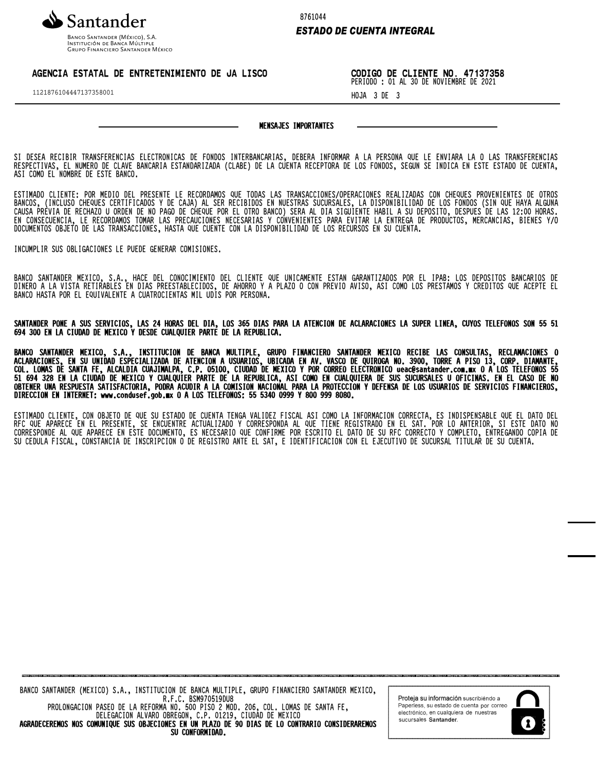Santander

Banco Santander (México), S.A.
Institución de Banca Múltiple
Grupo Financiero Santander México

8761044

***ESTADO DE CUENTA INTEGRAL***

**AGENCIA ESTATAL DE ENTRETENIMIENTO DE JA LISCO**

11218761044471373580001

**CODIGO DE CLIENTE NO. 47137358**
PERIODO : 01 AL 30 DE NOVIEMBRE DE 2021

HOJA 3 DE 3

## MENSAJES IMPORTANTES

SI DESEA RECIBIR TRANSFERENCIAS ELECTRONICAS DE FONDOS INTERBANCARIAS, DEBERA INFORMAR A LA PERSONA QUE LE ENVIARA LA O LAS TRANSFERENCIAS RESPECTIVAS, EL NUMERO DE CLAVE BANCARIA ESTANDARIZADA (CLABE) DE LA CUENTA RECEPTORA DE LOS FONDOS, SEGUN SE INDICA EN ESTE ESTADO DE CUENTA, ASI COMO EL NOMBRE DE ESTE BANCO.

ESTIMADO CLIENTE: POR MEDIO DEL PRESENTE LE RECORDAMOS QUE TODAS LAS TRANSACCIONES/OPERACIONES REALIZADAS CON CHEQUES PROVENIENTES DE OTROS BANCOS, (INCLUSO CHEQUES CERTIFICADOS Y DE CAJA) AL SER RECIBIDOS EN NUESTRAS SUCURSALES, LA DISPONIBILIDAD DE LOS FONDOS (SIN QUE HAYA ALGUNA CAUSA PREVIA DE RECHAZO U ORDEN DE NO PAGO DE CHEQUE POR EL OTRO BANCO) SERA AL DIA SIGUIENTE HABIL A SU DEPOSITO, DESPUES DE LAS 12:00 HORAS. EN CONSECUENCIA, LE RECORDAMOS TOMAR LAS PRECAUCIONES NECESARIAS Y CONVENIENTES PARA EVITAR LA ENTREGA DE PRODUCTOS, MERCANCIAS, BIENES Y/O DOCUMENTOS OBJETO DE LAS TRANSACCIONES, HASTA QUE CUENTE CON LA DISPONIBILIDAD DE LOS RECURSOS EN SU CUENTA.

INCUMPLIR SUS OBLIGACIONES LE PUEDE GENERAR COMISIONES.

BANCO SANTANDER MEXICO, S.A., HACE DEL CONOCIMIENTO DEL CLIENTE QUE UNICAMENTE ESTAN GARANTIZADOS POR EL IPAB: LOS DEPOSITOS BANCARIOS DE DINERO A LA VISTA RETIRABLES EN DIAS PREESTABLECIDOS, DE AHORRO Y A PLAZO O CON PREVIO AVISO, ASI COMO LOS PRESTAMOS Y CREDITOS QUE ACEPTE EL BANCO HASTA POR EL EQUIVALENTE A CUATROCIENTAS MIL UDIS POR PERSONA.

**SANTANDER PONE A SUS SERVICIOS, LAS 24 HORAS DEL DIA, LOS 365 DIAS PARA LA ATENCION DE ACLARACIONES LA SUPER LINEA, CUYOS TELEFONOS SON 55 51 694 300 EN LA CIUDAD DE MEXICO Y DESDE CUALQUIER PARTE DE LA REPUBLICA.**

**BANCO SANTANDER MEXICO, S.A., INSTITUCION DE BANCA MULTIPLE, GRUPO FINANCIERO SANTANDER MEXICO RECIBE LAS CONSULTAS, RECLAMACIONES O ACLARACIONES, EN SU UNIDAD ESPECIALIZADA DE ATENCION A USUARIOS, UBICADA EN AV. VASCO DE QUIROGA NO. 3900, TORRE A PISO 13, CORP. DIAMANTE, COL. LOMAS DE SANTA FE, ALCALDIA CUAJIMALPA, C.P. 05100, CIUDAD DE MEXICO Y POR CORREO ELECTRONICO ueac@santander.com.mx O A LOS TELEFONOS 55 51 694 328 EN LA CIUDAD DE MEXICO Y CUALQUIER PARTE DE LA REPUBLICA, ASI COMO EN CUALQUIERA DE SUS SUCURSALES U OFICINAS. EN EL CASO DE NO OBTENER UNA RESPUESTA SATISFACTORIA, PODRA ACUDIR A LA COMISION NACIONAL PARA LA PROTECCION Y DEFENSA DE LOS USUARIOS DE SERVICIOS FINANCIEROS, DIRECCION EN INTERNET: www.condusef.gob.mx O A LOS TELEFONOS: 55 5340 0999 Y 800 999 8080.**

ESTIMADO CLIENTE, CON OBJETO DE QUE SU ESTADO DE CUENTA TENGA VALIDEZ FISCAL ASI COMO LA INFORMACION CORRECTA, ES INDISPENSABLE QUE EL DATO DEL RFC QUE APARECE EN EL PRESENTE, SE ENCUENTRE ACTUALIZADO Y CORRESPONDA AL QUE TIENE REGISTRADO EN EL SAT. POR LO ANTERIOR, SI ESTE DATO NO CORRESPONDE AL QUE APARECE EN ESTE DOCUMENTO, ES NECESARIO QUE CONFIRME POR ESCRITO EL DATO DE SU RFC CORRECTO Y COMPLETO, ENTREGANDO COPIA DE SU CEDULA FISCAL, CONSTANCIA DE INSCRIPCION O DE REGISTRO ANTE EL SAT, E IDENTIFICACION CON EL EJECUTIVO DE SUCURSAL TITULAR DE SU CUENTA.

BANCO SANTANDER (MEXICO) S.A., INSTITUCION DE BANCA MULTIPLE, GRUPO FINANCIERO SANTANDER MEXICO,
R.F.C. BSM970519DU8
PROLONGACION PASEO DE LA REFORMA NO. 500 PISO 2 MOD. 206, COL. LOMAS DE SANTA FE,
DELEGACION ALVARO OBREGON, C.P. 01219, CIUDAD DE MEXICO
**AGRADECEREMOS NOS COMUNIQUE SUS OBJECIONES EN UN PLAZO DE 90 DIAS DE LO CONTRARIO CONSIDERAREMOS SU CONFORMIDAD.**

Proteja su información suscribiéndo a Paperless, su estado de cuenta por correo electrónico, en cualquiera de nuestras sucursales Santander.